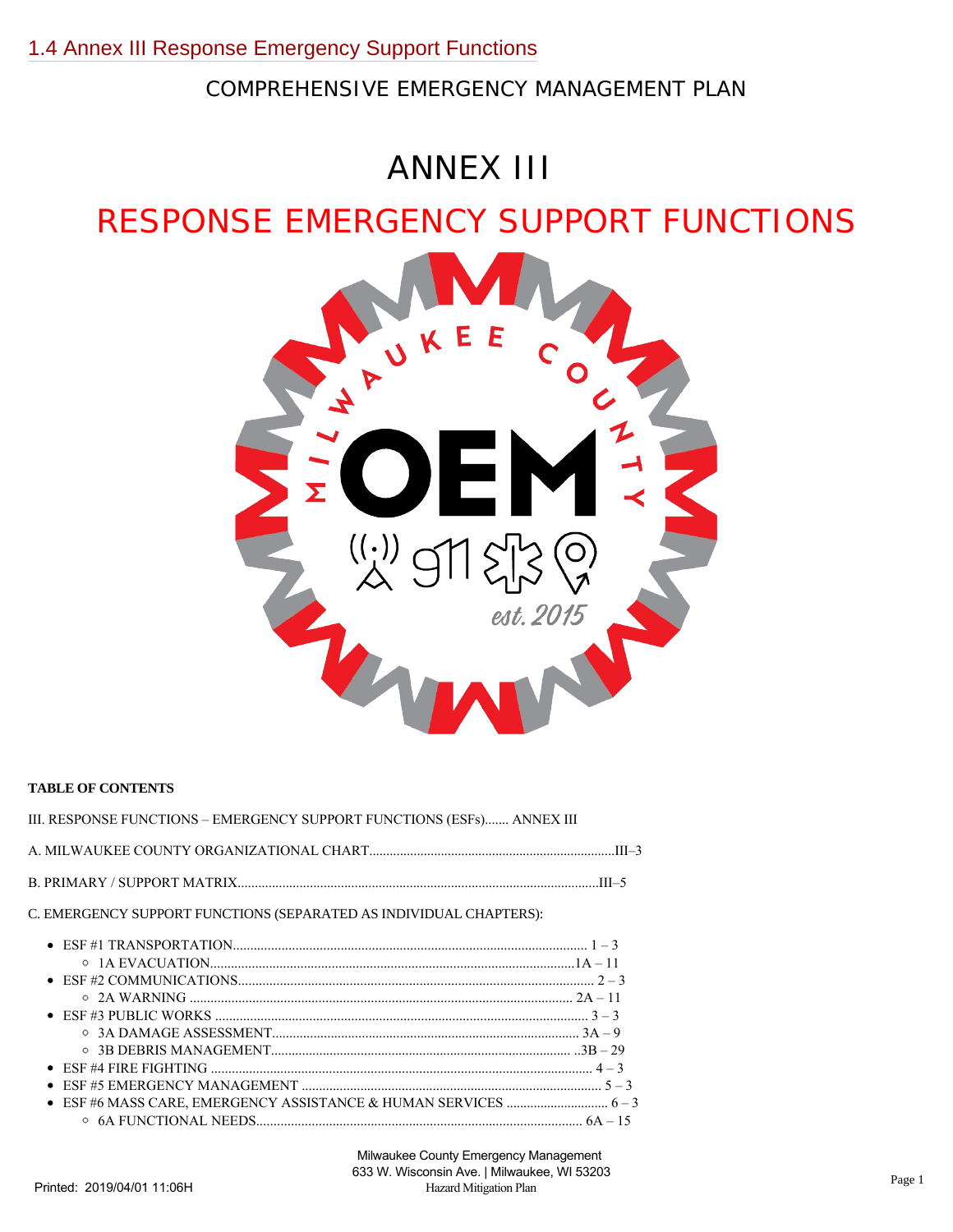1.4 Annex III Response Emergency Support Functions

COMPREHENSIVE EMERGENCY MANAGEMENT PLAN

# ANNEX III

# RESPONSE EMERGENCY SUPPORT FUNCTIONS

**TABLE OF CONTENTS**

III. RESPONSE FUNCTIONS – EMERGENCY SUPPORT FUNCTIONS (ESFs)....... ANNEX III

A. MILWAUKEE COUNTY ORGANIZATIONAL CHART.......................................................................III–3

B. PRIMARY / SUPPORT MATRIX.........................................................................................................III–5

C. EMERGENCY SUPPORT FUNCTIONS (SEPARATED AS INDIVIDUAL CHAPTERS):

- ESF #1 TRANSPORTATION...................................................................................................... 1 – 3
  - 1A EVACUATION.........................................................................................................1A – 11
- ESF #2 COMMUNICATIONS..................................................................................................... 2 – 3
  - 2A WARNING .............................................................................................................. 2A – 11
- ESF #3 PUBLIC WORKS ........................................................................................................... 3 – 3
  - 3A DAMAGE ASSESSMENT......................................................................................... 3A – 9
  - 3B DEBRIS MANAGEMENT....................................................................................... ..3B – 29
- ESF #4 FIRE FIGHTING ............................................................................................................. 4 – 3
- ESF #5 EMERGENCY MANAGEMENT ...................................................................................... 5 – 3
- ESF #6 MASS CARE, EMERGENCY ASSISTANCE & HUMAN SERVICES ............................. 6 – 3
  - 6A FUNCTIONAL NEEDS............................................................................................. 6A – 15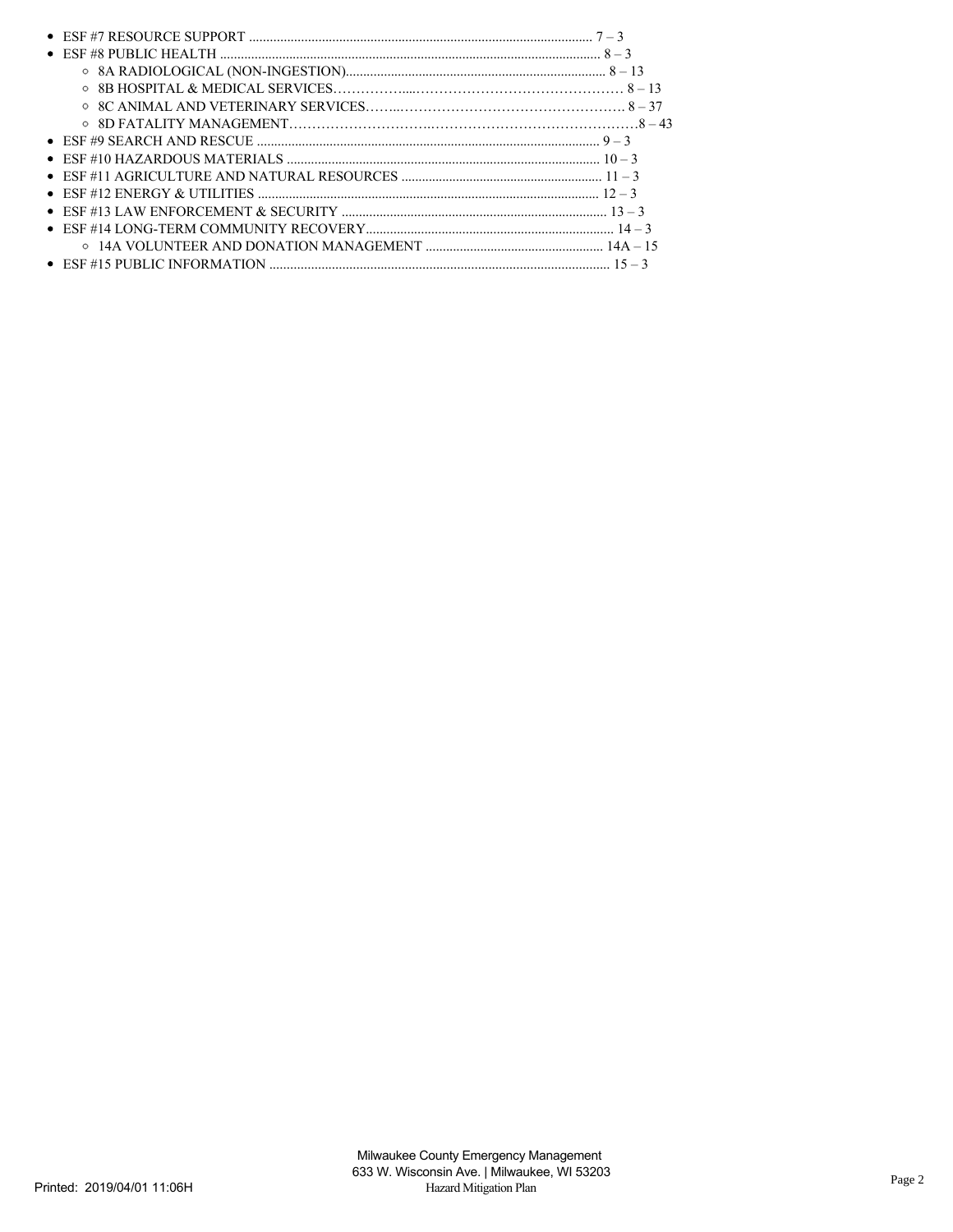- ESF #7 RESOURCE SUPPORT .................................................................................................... 7 – 3
- ESF #8 PUBLIC HEALTH ............................................................................................................ 8 – 3
  - 8A RADIOLOGICAL (NON-INGESTION)........................................................................... 8 – 13
  - 8B HOSPITAL & MEDICAL SERVICES……………....……………………………………… 8 – 13
  - 8C ANIMAL AND VETERINARY SERVICES……...…………………………………………. 8 – 37
  - 8D FATALITY MANAGEMENT………………………….………………………………………8 – 43
- ESF #9 SEARCH AND RESCUE .................................................................................................. 9 – 3
- ESF #10 HAZARDOUS MATERIALS ......................................................................................... 10 – 3
- ESF #11 AGRICULTURE AND NATURAL RESOURCES .......................................................... 11 – 3
- ESF #12 ENERGY & UTILITIES .................................................................................................. 12 – 3
- ESF #13 LAW ENFORCEMENT & SECURITY ............................................................................ 13 – 3
- ESF #14 LONG-TERM COMMUNITY RECOVERY....................................................................... 14 – 3
  - 14A VOLUNTEER AND DONATION MANAGEMENT .................................................... 14A – 15
- ESF #15 PUBLIC INFORMATION ................................................................................................. 15 – 3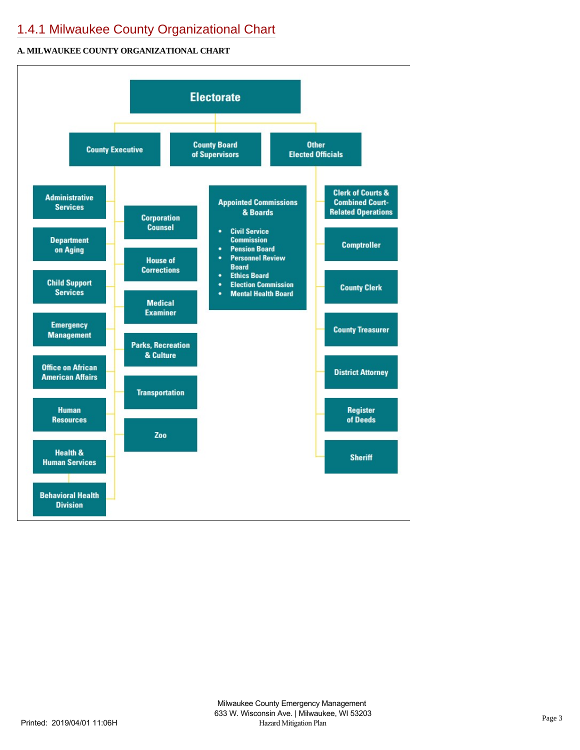# 1.4.1 Milwaukee County Organizational Chart

**A. MILWAUKEE COUNTY ORGANIZATIONAL CHART**

Electorate

- County Executive
  - Administrative Services
  - Department on Aging
  - Child Support Services
  - Emergency Management
  - Office on African American Affairs
  - Human Resources
  - Health & Human Services
    - Behavioral Health Division
  - Corporation Counsel
  - House of Corrections
  - Medical Examiner
  - Parks, Recreation & Culture
  - Transportation
  - Zoo
- County Board of Supervisors
  - Appointed Commissions & Boards
    - Civil Service Commission
    - Pension Board
    - Personnel Review Board
    - Ethics Board
    - Election Commission
    - Mental Health Board
- Other Elected Officials
  - Clerk of Courts & Combined Court-Related Operations
  - Comptroller
  - County Clerk
  - County Treasurer
  - District Attorney
  - Register of Deeds
  - Sheriff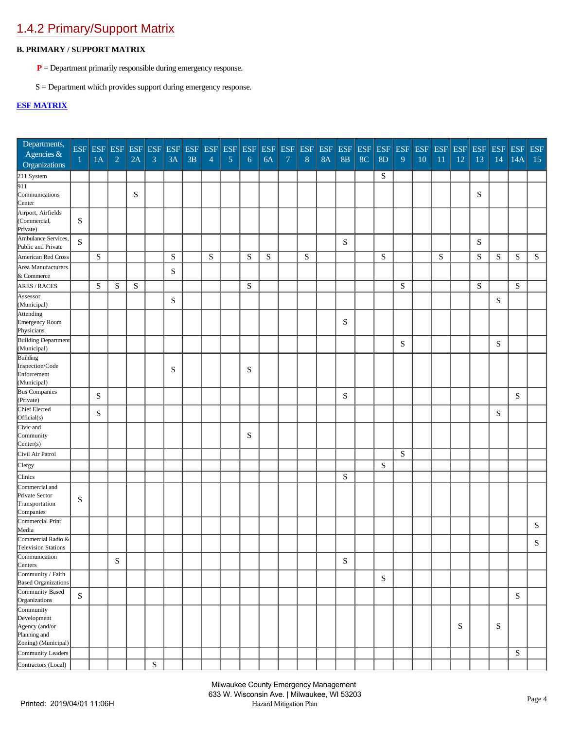## 1.4.2 Primary/Support Matrix

**B. PRIMARY / SUPPORT MATRIX**

**P** = Department primarily responsible during emergency response.

S = Department which provides support during emergency response.

**ESF MATRIX**

| Departments, Agencies & Organizations | ESF 1 | ESF 1A | ESF 2 | ESF 2A | ESF 3 | ESF 3A | ESF 3B | ESF 4 | ESF 5 | ESF 6 | ESF 6A | ESF 7 | ESF 8 | ESF 8A | ESF 8B | ESF 8C | ESF 8D | ESF 9 | ESF 10 | ESF 11 | ESF 12 | ESF 13 | ESF 14 | ESF 14A | ESF 15 |
|---|---|---|---|---|---|---|---|---|---|---|---|---|---|---|---|---|---|---|---|---|---|---|---|---|---|
| 211 System | | | | | | | | | | | | | | | | | S | | | | | | | | |
| 911 Communications Center | | | | S | | | | | | | | | | | | | | | | | | S | | | |
| Airport, Airfields (Commercial, Private) | S | | | | | | | | | | | | | | | | | | | | | | | | |
| Ambulance Services, Public and Private | S | | | | | | | | | | | | | | S | | | | | | | S | | | |
| American Red Cross | | S | | | | S | | S | | S | S | | S | | | | S | | | S | | S | S | S | S |
| Area Manufacturers & Commerce | | | | | | S | | | | | | | | | | | | | | | | | | | |
| ARES / RACES | | S | S | S | | | | | | S | | | | | | | | S | | | | S | | S | |
| Assessor (Municipal) | | | | | | S | | | | | | | | | | | | | | | | | S | | |
| Attending Emergency Room Physicians | | | | | | | | | | | | | | | S | | | | | | | | | | |
| Building Department (Municipal) | | | | | | | | | | | | | | | | | | S | | | | | S | | |
| Building Inspection/Code Enforcement (Municipal) | | | | | | S | | | | S | | | | | | | | | | | | | | | |
| Bus Companies (Private) | | S | | | | | | | | | | | | | S | | | | | | | | | S | |
| Chief Elected Official(s) | | S | | | | | | | | | | | | | | | | | | | | | S | | |
| Civic and Community Center(s) | | | | | | | | | | S | | | | | | | | | | | | | | | |
| Civil Air Patrol | | | | | | | | | | | | | | | | | | S | | | | | | | |
| Clergy | | | | | | | | | | | | | | | | | S | | | | | | | | |
| Clinics | | | | | | | | | | | | | | | S | | | | | | | | | | |
| Commercial and Private Sector Transportation Companies | S | | | | | | | | | | | | | | | | | | | | | | | | |
| Commercial Print Media | | | | | | | | | | | | | | | | | | | | | | | | | S |
| Commercial Radio & Television Stations | | | | | | | | | | | | | | | | | | | | | | | | | S |
| Communication Centers | | | S | | | | | | | | | | | | S | | | | | | | | | | |
| Community / Faith Based Organizations | | | | | | | | | | | | | | | | | S | | | | | | | | |
| Community Based Organizations | S | | | | | | | | | | | | | | | | | | | | | | | S | |
| Community Development Agency (and/or Planning and Zoning) (Municipal) | | | | | | | | | | | | | | | | | | | | | S | | S | | |
| Community Leaders | | | | | | | | | | | | | | | | | | | | | | | | S | |
| Contractors (Local) | | | | | S | | | | | | | | | | | | | | | | | | | | |

Milwaukee County Emergency Management
633 W. Wisconsin Ave. | Milwaukee, WI 53203
Hazard Mitigation Plan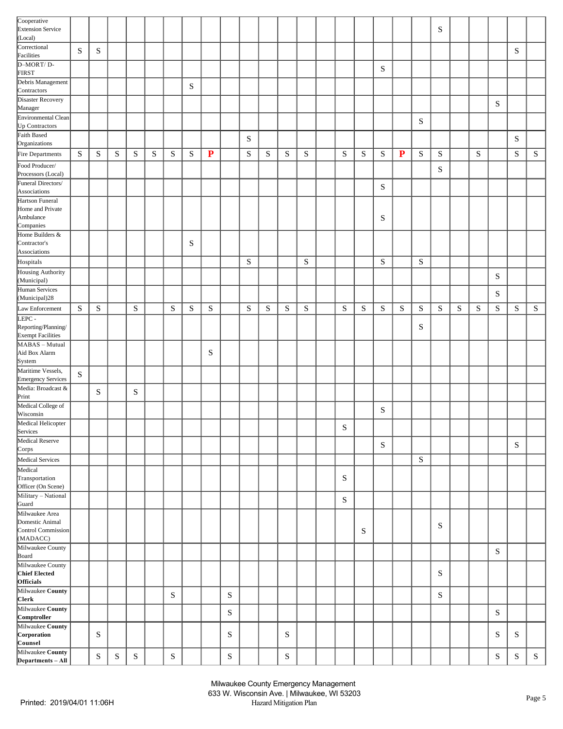| | 1 | 2 | 3 | 4 | 5 | 6 | 7 | 8 | 9 | 10 | 11 | 12 | 13 | 14 | 15 | 16 | 17 | 18 | 19 | 20 | 21 | 22 | 23 | 24 | 25 |
|---|---|---|---|---|---|---|---|---|---|---|---|---|---|---|---|---|---|---|---|---|---|---|---|---|---|
| Cooperative Extension Service (Local) | | | | | | | | | | | | | | | | | | | | S | | | | | |
| Correctional Facilities | S | S | | | | | | | | | | | | | | | | | | | | | | S | |
| D–MORT/ D-FIRST | | | | | | | | | | | | | | | | | S | | | | | | | | |
| Debris Management Contractors | | | | | | | S | | | | | | | | | | | | | | | | | | |
| Disaster Recovery Manager | | | | | | | | | | | | | | | | | | | | | | | S | | |
| Environmental Clean Up Contractors | | | | | | | | | | | | | | | | | | | S | | | | | | |
| Faith Based Organizations | | | | | | | | | | S | | | | | | | | | | | | | | S | |
| Fire Departments | S | S | S | S | S | S | S | **P** | | S | S | S | S | | S | S | S | **P** | S | S | | S | | S | S |
| Food Producer/ Processors (Local) | | | | | | | | | | | | | | | | | | | | S | | | | | |
| Funeral Directors/ Associations | | | | | | | | | | | | | | | | | S | | | | | | | | |
| Hartson Funeral Home and Private Ambulance Companies | | | | | | | | | | | | | | | | | S | | | | | | | | |
| Home Builders & Contractor's Associations | | | | | | | S | | | | | | | | | | | | | | | | | | |
| Hospitals | | | | | | | | | | S | | | S | | | | S | | S | | | | | | |
| Housing Authority (Municipal) | | | | | | | | | | | | | | | | | | | | | | | S | | |
| Human Services (Municipal)28 | | | | | | | | | | | | | | | | | | | | | | | S | | |
| Law Enforcement | S | S | | S | | S | S | S | | S | S | S | S | | S | S | S | S | S | S | S | S | S | S | S |
| LEPC - Reporting/Planning/ Exempt Facilities | | | | | | | | | | | | | | | | | | | S | | | | | | |
| MABAS – Mutual Aid Box Alarm System | | | | | | | | S | | | | | | | | | | | | | | | | | |
| Maritime Vessels, Emergency Services | S | | | | | | | | | | | | | | | | | | | | | | | | |
| Media: Broadcast & Print | | S | | S | | | | | | | | | | | | | | | | | | | | | |
| Medical College of Wisconsin | | | | | | | | | | | | | | | | | S | | | | | | | | |
| Medical Helicopter Services | | | | | | | | | | | | | | | S | | | | | | | | | | |
| Medical Reserve Corps | | | | | | | | | | | | | | | | | S | | | | | | | S | |
| Medical Services | | | | | | | | | | | | | | | | | | | S | | | | | | |
| Medical Transportation Officer (On Scene) | | | | | | | | | | | | | | | S | | | | | | | | | | |
| Military – National Guard | | | | | | | | | | | | | | | S | | | | | | | | | | |
| Milwaukee Area Domestic Animal Control Commission (MADACC) | | | | | | | | | | | | | | | | S | | | | S | | | | | |
| Milwaukee County Board | | | | | | | | | | | | | | | | | | | | | | | S | | |
| Milwaukee County **Chief Elected Officials** | | | | | | | | | | | | | | | | | | | | S | | | | | |
| Milwaukee **County Clerk** | | | | | | S | | | S | | | | | | | | | | | S | | | | | |
| Milwaukee **County Comptroller** | | | | | | | | | S | | | | | | | | | | | | | | S | | |
| Milwaukee **County Corporation Counsel** | | S | | | | | | | S | | | S | | | | | | | | | | | S | S | |
| Milwaukee **County Departments – All** | | S | S | S | | S | | | S | | | S | | | | | | | | | | | S | S | S |

Milwaukee County Emergency Management
633 W. Wisconsin Ave. | Milwaukee, WI 53203
Hazard Mitigation Plan

Printed: 2019/04/01 11:06H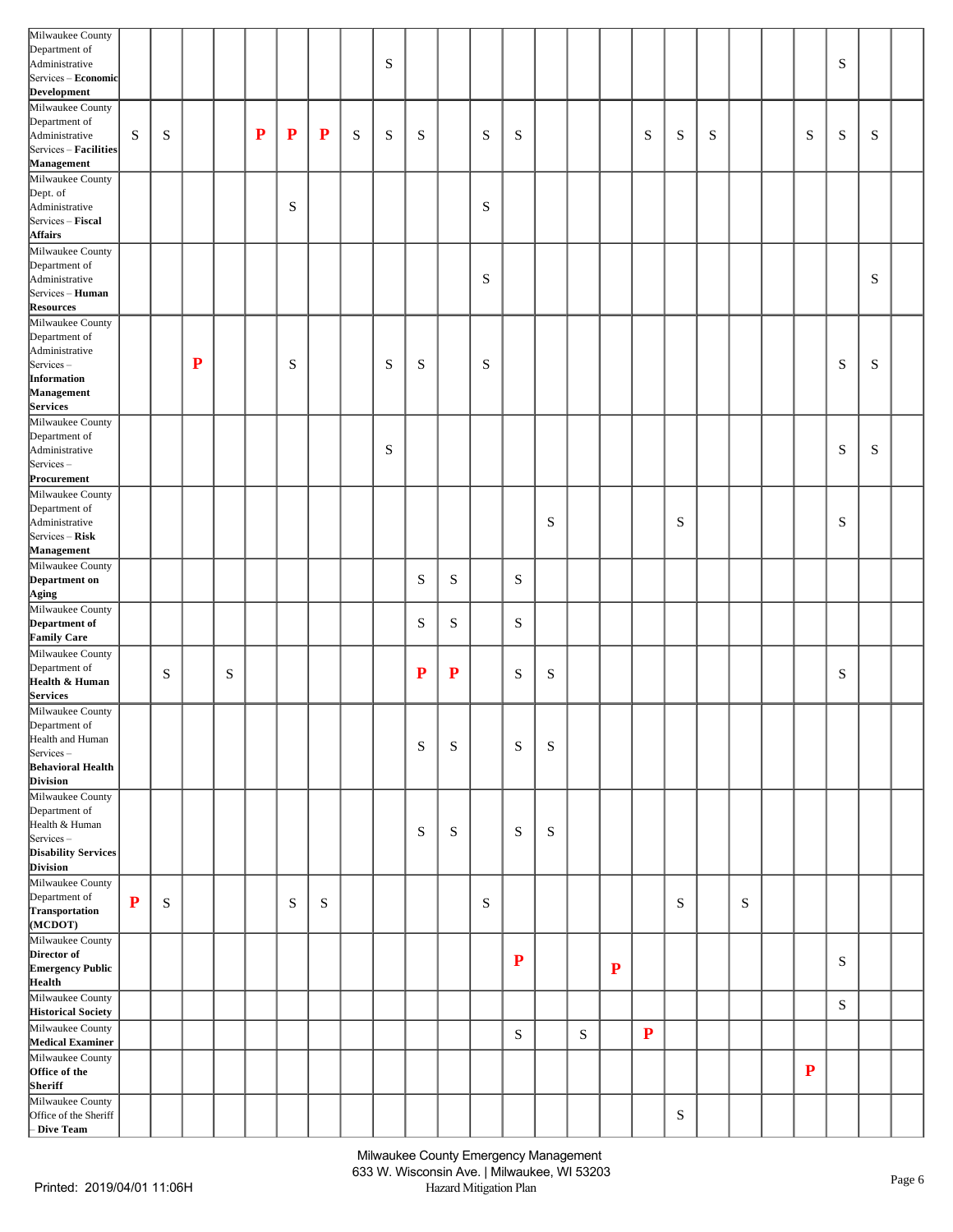| | | | | | | | | | | | | | | | | | | | | | | | | | |
|---|---|---|---|---|---|---|---|---|---|---|---|---|---|---|---|---|---|---|---|---|---|---|---|---|---|
| Milwaukee County Department of Administrative Services – **Economic Development** | | | | | | | | | S | | | | | | | | | | | | | | S | | |
| Milwaukee County Department of Administrative Services – **Facilities Management** | S | S | | | **P** | **P** | **P** | S | S | S | | S | S | | | | S | S | S | | | S | S | S | |
| Milwaukee County Dept. of Administrative Services – **Fiscal Affairs** | | | | | | S | | | | | | S | | | | | | | | | | | | | |
| Milwaukee County Department of Administrative Services – **Human Resources** | | | | | | | | | | | | S | | | | | | | | | | | | S | |
| Milwaukee County Department of Administrative Services – **Information Management Services** | | | **P** | | | S | | | S | S | | S | | | | | | | | | | | S | S | |
| Milwaukee County Department of Administrative Services – **Procurement** | | | | | | | | | S | | | | | | | | | | | | | | S | S | |
| Milwaukee County Department of Administrative Services – **Risk Management** | | | | | | | | | | | | | | S | | | | S | | | | | S | | |
| Milwaukee County **Department on Aging** | | | | | | | | | | S | S | | S | | | | | | | | | | | | |
| Milwaukee County **Department of Family Care** | | | | | | | | | | S | S | | S | | | | | | | | | | | | |
| Milwaukee County Department of **Health & Human Services** | | S | | S | | | | | | **P** | **P** | | S | S | | | | | | | | | S | | |
| Milwaukee County Department of Health and Human Services – **Behavioral Health Division** | | | | | | | | | | S | S | | S | S | | | | | | | | | | | |
| Milwaukee County Department of Health & Human Services – **Disability Services Division** | | | | | | | | | | S | S | | S | S | | | | | | | | | | | |
| Milwaukee County Department of **Transportation (MCDOT)** | **P** | S | | | | S | S | | | | | S | | | | | | S | | S | | | | | |
| Milwaukee County **Director of Emergency Public Health** | | | | | | | | | | | | | **P** | | | **P** | | | | | | | S | | |
| Milwaukee County **Historical Society** | | | | | | | | | | | | | | | | | | | | | | | S | | |
| Milwaukee County **Medical Examiner** | | | | | | | | | | | | | S | | S | | **P** | | | | | | | | |
| Milwaukee County **Office of the Sheriff** | | | | | | | | | | | | | | | | | | | | | | **P** | | | |
| Milwaukee County Office of the Sheriff – **Dive Team** | | | | | | | | | | | | | | | | | | S | | | | | | | |

Milwaukee County Emergency Management
633 W. Wisconsin Ave. | Milwaukee, WI 53203
Hazard Mitigation Plan

Printed: 2019/04/01 11:06H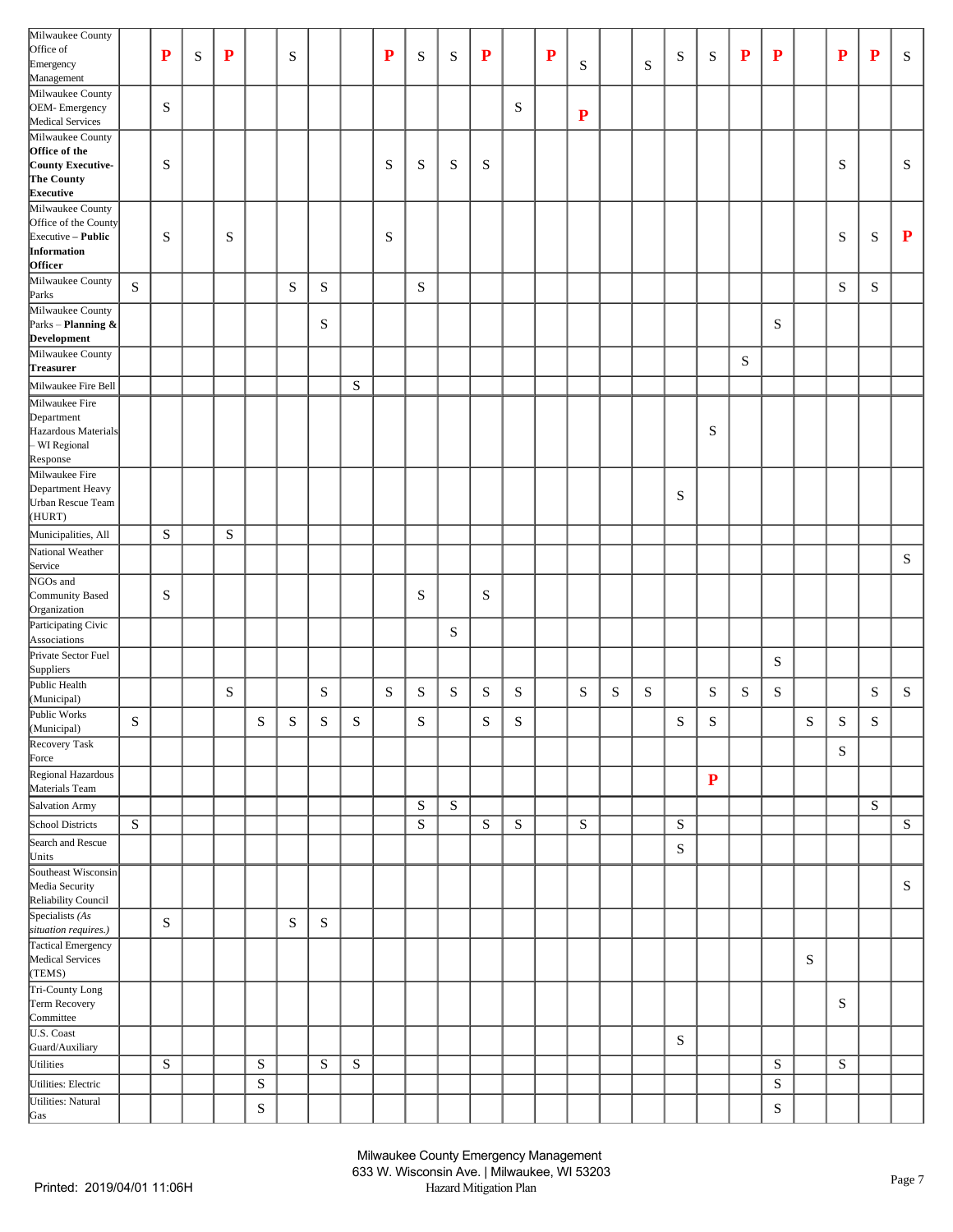| | | | | | | | | | | | | | | | | | | | | | | | | | |
|---|---|---|---|---|---|---|---|---|---|---|---|---|---|---|---|---|---|---|---|---|---|---|---|---|---|
| Milwaukee County Office of Emergency Management | | **P** | S | **P** | | S | | | **P** | S | S | **P** | | **P** | S | | S | S | S | **P** | **P** | | **P** | **P** | S |
| Milwaukee County OEM- Emergency Medical Services | | S | | | | | | | | | | | S | | **P** | | | | | | | | | | |
| Milwaukee County **Office of the County Executive- The County Executive** | | S | | | | | | | S | S | S | S | | | | | | | | | | | S | | S |
| Milwaukee County Office of the County Executive – **Public Information Officer** | | S | | S | | | | | S | | | | | | | | | | | | | | S | S | **P** |
| Milwaukee County Parks | S | | | | | S | S | | | S | | | | | | | | | | | | | S | S | |
| Milwaukee County Parks – **Planning & Development** | | | | | | | S | | | | | | | | | | | | | | S | | | | |
| Milwaukee County **Treasurer** | | | | | | | | | | | | | | | | | | | | S | | | | | |
| Milwaukee Fire Bell | | | | | | | | S | | | | | | | | | | | | | | | | | |
| Milwaukee Fire Department Hazardous Materials – WI Regional Response | | | | | | | | | | | | | | | | | | | S | | | | | | |
| Milwaukee Fire Department Heavy Urban Rescue Team (HURT) | | | | | | | | | | | | | | | | | | S | | | | | | | |
| Municipalities, All | | S | | S | | | | | | | | | | | | | | | | | | | | | |
| National Weather Service | | | | | | | | | | | | | | | | | | | | | | | | | S |
| NGOs and Community Based Organization | | S | | | | | | | | S | | S | | | | | | | | | | | | | |
| Participating Civic Associations | | | | | | | | | | | S | | | | | | | | | | | | | | |
| Private Sector Fuel Suppliers | | | | | | | | | | | | | | | | | | | | | S | | | | |
| Public Health (Municipal) | | | | S | | | S | | S | S | S | S | S | | S | S | S | | S | S | S | | | S | S |
| Public Works (Municipal) | S | | | | S | S | S | S | | S | | S | S | | | | | S | S | | | S | S | S | |
| Recovery Task Force | | | | | | | | | | | | | | | | | | | | | | | S | | |
| Regional Hazardous Materials Team | | | | | | | | | | | | | | | | | | | **P** | | | | | | |
| Salvation Army | | | | | | | | | | S | S | | | | | | | | | | | | | S | |
| School Districts | S | | | | | | | | | S | | S | S | | S | | | S | | | | | | | S |
| Search and Rescue Units | | | | | | | | | | | | | | | | | | S | | | | | | | |
| Southeast Wisconsin Media Security Reliability Council | | | | | | | | | | | | | | | | | | | | | | | | | S |
| Specialists *(As situation requires.)* | | S | | | | S | S | | | | | | | | | | | | | | | | | | |
| Tactical Emergency Medical Services (TEMS) | | | | | | | | | | | | | | | | | | | | | | S | | | |
| Tri-County Long Term Recovery Committee | | | | | | | | | | | | | | | | | | | | | | | S | | |
| U.S. Coast Guard/Auxiliary | | | | | | | | | | | | | | | | | | S | | | | | | | |
| Utilities | | S | | | S | | S | S | | | | | | | | | | | | | S | | S | | |
| Utilities: Electric | | | | | S | | | | | | | | | | | | | | | | S | | | | |
| Utilities: Natural Gas | | | | | S | | | | | | | | | | | | | | | | S | | | | |

Printed: 2019/04/01 11:06H

Milwaukee County Emergency Management
633 W. Wisconsin Ave. | Milwaukee, WI 53203
Hazard Mitigation Plan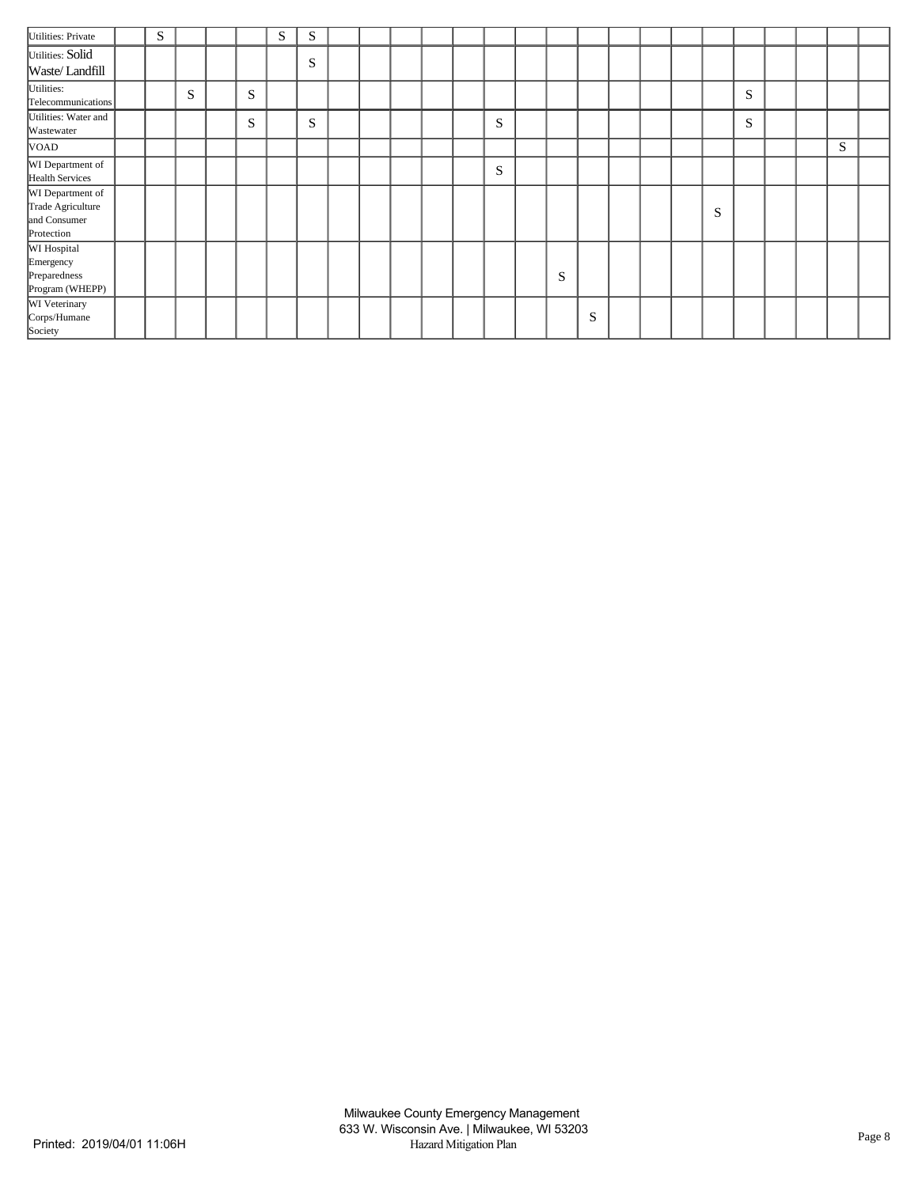| | | | | | | | | | | | | | | | | | | | | | | | | | |
|---|---|---|---|---|---|---|---|---|---|---|---|---|---|---|---|---|---|---|---|---|---|---|---|---|---|
| Utilities: Private | | S | | | | S | S | | | | | | | | | | | | | | | | | | |
| Utilities: Solid Waste/ Landfill | | | | | | | S | | | | | | | | | | | | | | | | | | |
| Utilities: Telecommunications | | | S | | S | | | | | | | | | | | | | | | | S | | | | |
| Utilities: Water and Wastewater | | | | | S | | S | | | | | | S | | | | | | | | S | | | | |
| VOAD | | | | | | | | | | | | | | | | | | | | | | | | S | |
| WI Department of Health Services | | | | | | | | | | | | | S | | | | | | | | | | | | |
| WI Department of Trade Agriculture and Consumer Protection | | | | | | | | | | | | | | | | | | | | S | | | | | |
| WI Hospital Emergency Preparedness Program (WHEPP) | | | | | | | | | | | | | | | S | | | | | | | | | | |
| WI Veterinary Corps/Humane Society | | | | | | | | | | | | | | | | S | | | | | | | | | |